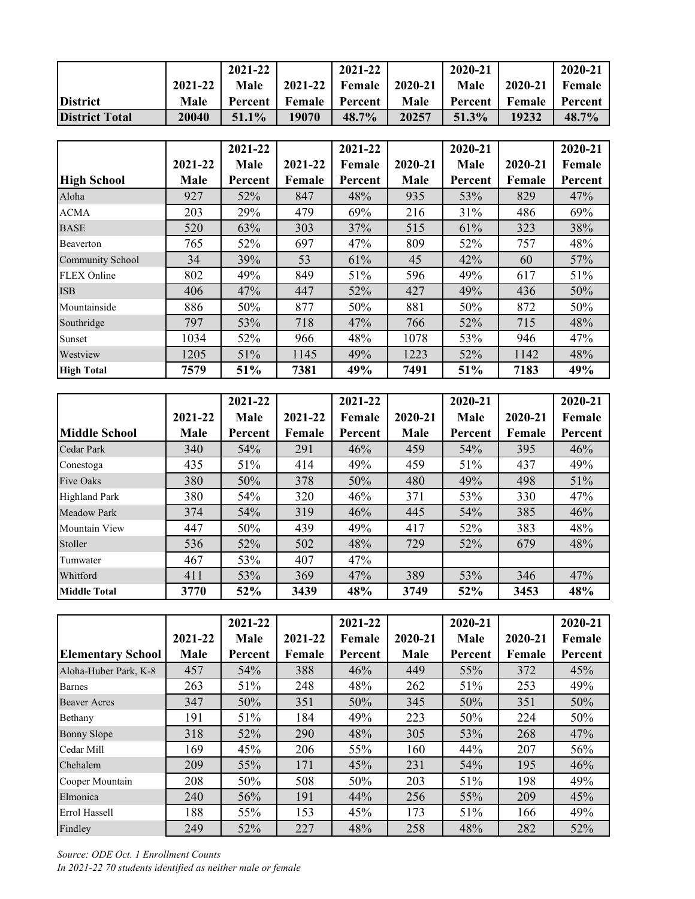| District | 2021-22 Male | 2021-22 Male Percent | 2021-22 Female | 2021-22 Female Percent | 2020-21 Male | 2020-21 Male Percent | 2020-21 Female | 2020-21 Female Percent |
|---|---|---|---|---|---|---|---|---|
| **District Total** | **20040** | **51.1%** | **19070** | **48.7%** | **20257** | **51.3%** | **19232** | **48.7%** |

| High School | 2021-22 Male | 2021-22 Male Percent | 2021-22 Female | 2021-22 Female Percent | 2020-21 Male | 2020-21 Male Percent | 2020-21 Female | 2020-21 Female Percent |
|---|---|---|---|---|---|---|---|---|
| Aloha | 927 | 52% | 847 | 48% | 935 | 53% | 829 | 47% |
| ACMA | 203 | 29% | 479 | 69% | 216 | 31% | 486 | 69% |
| BASE | 520 | 63% | 303 | 37% | 515 | 61% | 323 | 38% |
| Beaverton | 765 | 52% | 697 | 47% | 809 | 52% | 757 | 48% |
| Community School | 34 | 39% | 53 | 61% | 45 | 42% | 60 | 57% |
| FLEX Online | 802 | 49% | 849 | 51% | 596 | 49% | 617 | 51% |
| ISB | 406 | 47% | 447 | 52% | 427 | 49% | 436 | 50% |
| Mountainside | 886 | 50% | 877 | 50% | 881 | 50% | 872 | 50% |
| Southridge | 797 | 53% | 718 | 47% | 766 | 52% | 715 | 48% |
| Sunset | 1034 | 52% | 966 | 48% | 1078 | 53% | 946 | 47% |
| Westview | 1205 | 51% | 1145 | 49% | 1223 | 52% | 1142 | 48% |
| **High Total** | **7579** | **51%** | **7381** | **49%** | **7491** | **51%** | **7183** | **49%** |

| Middle School | 2021-22 Male | 2021-22 Male Percent | 2021-22 Female | 2021-22 Female Percent | 2020-21 Male | 2020-21 Male Percent | 2020-21 Female | 2020-21 Female Percent |
|---|---|---|---|---|---|---|---|---|
| Cedar Park | 340 | 54% | 291 | 46% | 459 | 54% | 395 | 46% |
| Conestoga | 435 | 51% | 414 | 49% | 459 | 51% | 437 | 49% |
| Five Oaks | 380 | 50% | 378 | 50% | 480 | 49% | 498 | 51% |
| Highland Park | 380 | 54% | 320 | 46% | 371 | 53% | 330 | 47% |
| Meadow Park | 374 | 54% | 319 | 46% | 445 | 54% | 385 | 46% |
| Mountain View | 447 | 50% | 439 | 49% | 417 | 52% | 383 | 48% |
| Stoller | 536 | 52% | 502 | 48% | 729 | 52% | 679 | 48% |
| Tumwater | 467 | 53% | 407 | 47% | | | | |
| Whitford | 411 | 53% | 369 | 47% | 389 | 53% | 346 | 47% |
| **Middle Total** | **3770** | **52%** | **3439** | **48%** | **3749** | **52%** | **3453** | **48%** |

| Elementary School | 2021-22 Male | 2021-22 Male Percent | 2021-22 Female | 2021-22 Female Percent | 2020-21 Male | 2020-21 Male Percent | 2020-21 Female | 2020-21 Female Percent |
|---|---|---|---|---|---|---|---|---|
| Aloha-Huber Park, K-8 | 457 | 54% | 388 | 46% | 449 | 55% | 372 | 45% |
| Barnes | 263 | 51% | 248 | 48% | 262 | 51% | 253 | 49% |
| Beaver Acres | 347 | 50% | 351 | 50% | 345 | 50% | 351 | 50% |
| Bethany | 191 | 51% | 184 | 49% | 223 | 50% | 224 | 50% |
| Bonny Slope | 318 | 52% | 290 | 48% | 305 | 53% | 268 | 47% |
| Cedar Mill | 169 | 45% | 206 | 55% | 160 | 44% | 207 | 56% |
| Chehalem | 209 | 55% | 171 | 45% | 231 | 54% | 195 | 46% |
| Cooper Mountain | 208 | 50% | 508 | 50% | 203 | 51% | 198 | 49% |
| Elmonica | 240 | 56% | 191 | 44% | 256 | 55% | 209 | 45% |
| Errol Hassell | 188 | 55% | 153 | 45% | 173 | 51% | 166 | 49% |
| Findley | 249 | 52% | 227 | 48% | 258 | 48% | 282 | 52% |

*Source: ODE Oct. 1 Enrollment Counts*
*In 2021-22 70 students identified as neither male or female*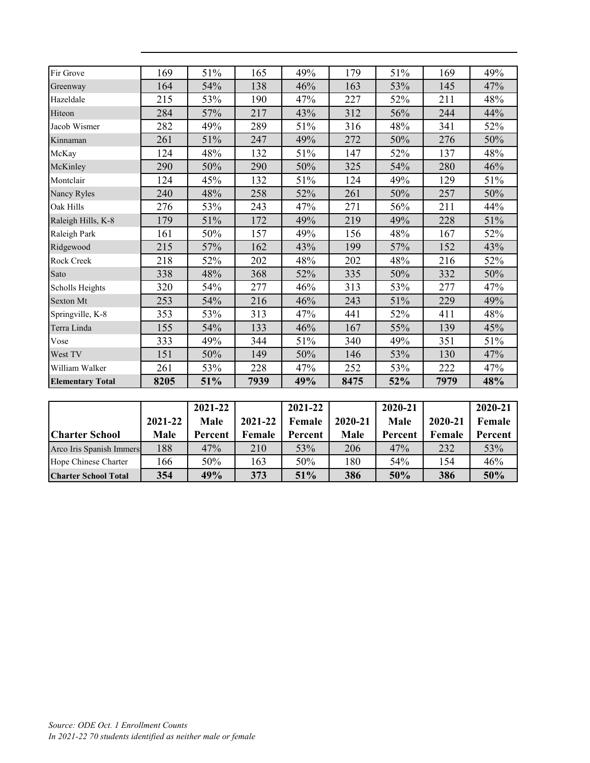| | | | | | | | | |
|---|---|---|---|---|---|---|---|---|
| Fir Grove | 169 | 51% | 165 | 49% | 179 | 51% | 169 | 49% |
| Greenway | 164 | 54% | 138 | 46% | 163 | 53% | 145 | 47% |
| Hazeldale | 215 | 53% | 190 | 47% | 227 | 52% | 211 | 48% |
| Hiteon | 284 | 57% | 217 | 43% | 312 | 56% | 244 | 44% |
| Jacob Wismer | 282 | 49% | 289 | 51% | 316 | 48% | 341 | 52% |
| Kinnaman | 261 | 51% | 247 | 49% | 272 | 50% | 276 | 50% |
| McKay | 124 | 48% | 132 | 51% | 147 | 52% | 137 | 48% |
| McKinley | 290 | 50% | 290 | 50% | 325 | 54% | 280 | 46% |
| Montclair | 124 | 45% | 132 | 51% | 124 | 49% | 129 | 51% |
| Nancy Ryles | 240 | 48% | 258 | 52% | 261 | 50% | 257 | 50% |
| Oak Hills | 276 | 53% | 243 | 47% | 271 | 56% | 211 | 44% |
| Raleigh Hills, K-8 | 179 | 51% | 172 | 49% | 219 | 49% | 228 | 51% |
| Raleigh Park | 161 | 50% | 157 | 49% | 156 | 48% | 167 | 52% |
| Ridgewood | 215 | 57% | 162 | 43% | 199 | 57% | 152 | 43% |
| Rock Creek | 218 | 52% | 202 | 48% | 202 | 48% | 216 | 52% |
| Sato | 338 | 48% | 368 | 52% | 335 | 50% | 332 | 50% |
| Scholls Heights | 320 | 54% | 277 | 46% | 313 | 53% | 277 | 47% |
| Sexton Mt | 253 | 54% | 216 | 46% | 243 | 51% | 229 | 49% |
| Springville, K-8 | 353 | 53% | 313 | 47% | 441 | 52% | 411 | 48% |
| Terra Linda | 155 | 54% | 133 | 46% | 167 | 55% | 139 | 45% |
| Vose | 333 | 49% | 344 | 51% | 340 | 49% | 351 | 51% |
| West TV | 151 | 50% | 149 | 50% | 146 | 53% | 130 | 47% |
| William Walker | 261 | 53% | 228 | 47% | 252 | 53% | 222 | 47% |
| **Elementary Total** | **8205** | **51%** | **7939** | **49%** | **8475** | **52%** | **7979** | **48%** |

| Charter School | 2021-22 Male | 2021-22 Male Percent | 2021-22 Female | 2021-22 Female Percent | 2020-21 Male | 2020-21 Male Percent | 2020-21 Female | 2020-21 Female Percent |
|---|---|---|---|---|---|---|---|---|
| Arco Iris Spanish Immers | 188 | 47% | 210 | 53% | 206 | 47% | 232 | 53% |
| Hope Chinese Charter | 166 | 50% | 163 | 50% | 180 | 54% | 154 | 46% |
| **Charter School Total** | **354** | **49%** | **373** | **51%** | **386** | **50%** | **386** | **50%** |

*Source: ODE Oct. 1 Enrollment Counts*
*In 2021-22 70 students identified as neither male or female*